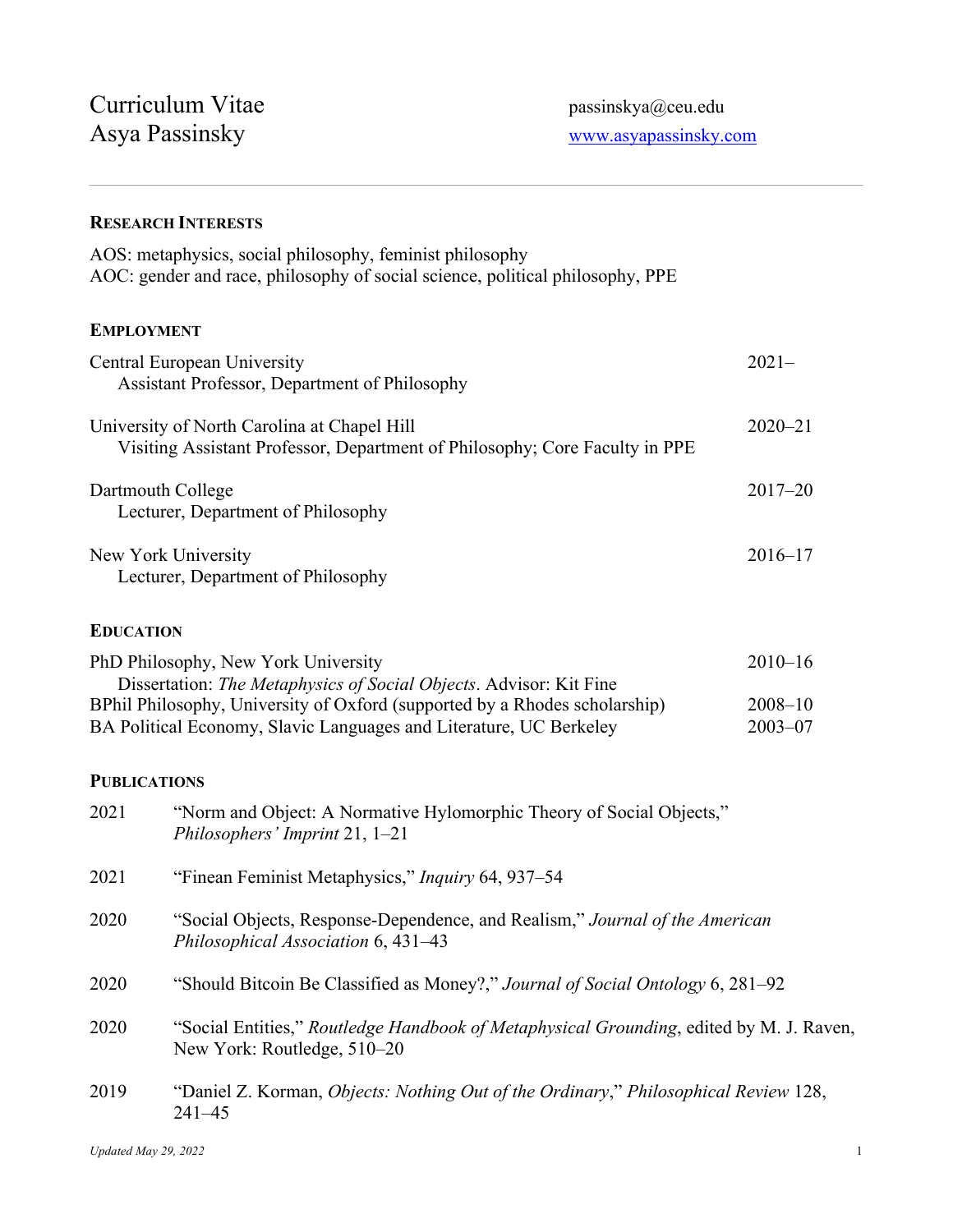# Curriculum Vitae
# Asya Passinsky

passinskya@ceu.edu
[www.asyapassinsky.com](http://www.asyapassinsky.com)

---

## RESEARCH INTERESTS

AOS: metaphysics, social philosophy, feminist philosophy
AOC: gender and race, philosophy of social science, political philosophy, PPE

## EMPLOYMENT

Central European University — 2021–
Assistant Professor, Department of Philosophy

University of North Carolina at Chapel Hill — 2020–21
Visiting Assistant Professor, Department of Philosophy; Core Faculty in PPE

Dartmouth College — 2017–20
Lecturer, Department of Philosophy

New York University — 2016–17
Lecturer, Department of Philosophy

## EDUCATION

PhD Philosophy, New York University — 2010–16
Dissertation: *The Metaphysics of Social Objects*. Advisor: Kit Fine

BPhil Philosophy, University of Oxford (supported by a Rhodes scholarship) — 2008–10

BA Political Economy, Slavic Languages and Literature, UC Berkeley — 2003–07

## PUBLICATIONS

2021 — "Norm and Object: A Normative Hylomorphic Theory of Social Objects," *Philosophers' Imprint* 21, 1–21

2021 — "Finean Feminist Metaphysics," *Inquiry* 64, 937–54

2020 — "Social Objects, Response-Dependence, and Realism," *Journal of the American Philosophical Association* 6, 431–43

2020 — "Should Bitcoin Be Classified as Money?," *Journal of Social Ontology* 6, 281–92

2020 — "Social Entities," *Routledge Handbook of Metaphysical Grounding*, edited by M. J. Raven, New York: Routledge, 510–20

2019 — "Daniel Z. Korman, *Objects: Nothing Out of the Ordinary*," *Philosophical Review* 128, 241–45

*Updated May 29, 2022*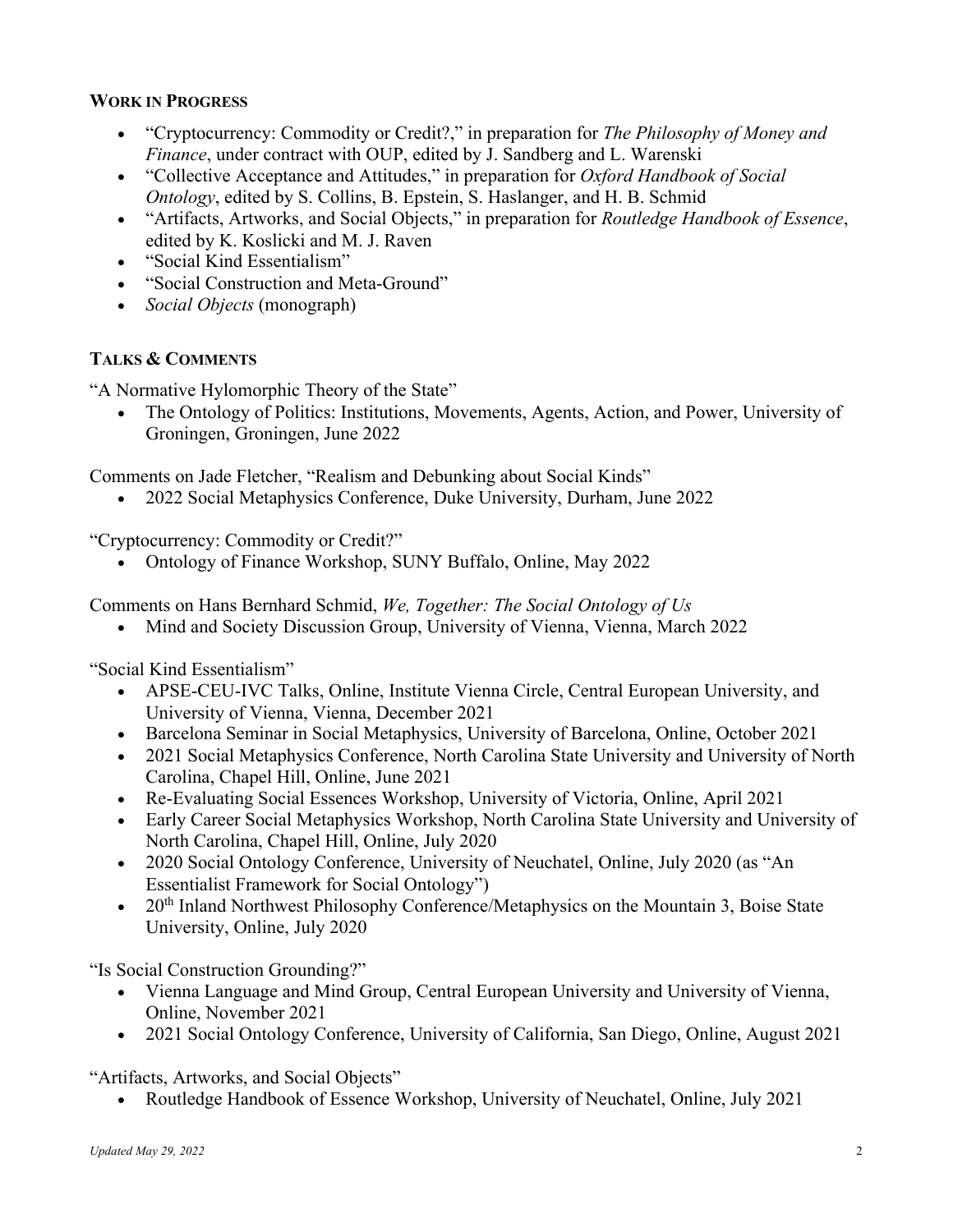## Work in Progress

- "Cryptocurrency: Commodity or Credit?," in preparation for *The Philosophy of Money and Finance*, under contract with OUP, edited by J. Sandberg and L. Warenski
- "Collective Acceptance and Attitudes," in preparation for *Oxford Handbook of Social Ontology*, edited by S. Collins, B. Epstein, S. Haslanger, and H. B. Schmid
- "Artifacts, Artworks, and Social Objects," in preparation for *Routledge Handbook of Essence*, edited by K. Koslicki and M. J. Raven
- "Social Kind Essentialism"
- "Social Construction and Meta-Ground"
- *Social Objects* (monograph)

## Talks & Comments

"A Normative Hylomorphic Theory of the State"

- The Ontology of Politics: Institutions, Movements, Agents, Action, and Power, University of Groningen, Groningen, June 2022

Comments on Jade Fletcher, "Realism and Debunking about Social Kinds"

- 2022 Social Metaphysics Conference, Duke University, Durham, June 2022

"Cryptocurrency: Commodity or Credit?"

- Ontology of Finance Workshop, SUNY Buffalo, Online, May 2022

Comments on Hans Bernhard Schmid, *We, Together: The Social Ontology of Us*

- Mind and Society Discussion Group, University of Vienna, Vienna, March 2022

"Social Kind Essentialism"

- APSE-CEU-IVC Talks, Online, Institute Vienna Circle, Central European University, and University of Vienna, Vienna, December 2021
- Barcelona Seminar in Social Metaphysics, University of Barcelona, Online, October 2021
- 2021 Social Metaphysics Conference, North Carolina State University and University of North Carolina, Chapel Hill, Online, June 2021
- Re-Evaluating Social Essences Workshop, University of Victoria, Online, April 2021
- Early Career Social Metaphysics Workshop, North Carolina State University and University of North Carolina, Chapel Hill, Online, July 2020
- 2020 Social Ontology Conference, University of Neuchatel, Online, July 2020 (as "An Essentialist Framework for Social Ontology")
- 20th Inland Northwest Philosophy Conference/Metaphysics on the Mountain 3, Boise State University, Online, July 2020

"Is Social Construction Grounding?"

- Vienna Language and Mind Group, Central European University and University of Vienna, Online, November 2021
- 2021 Social Ontology Conference, University of California, San Diego, Online, August 2021

"Artifacts, Artworks, and Social Objects"

- Routledge Handbook of Essence Workshop, University of Neuchatel, Online, July 2021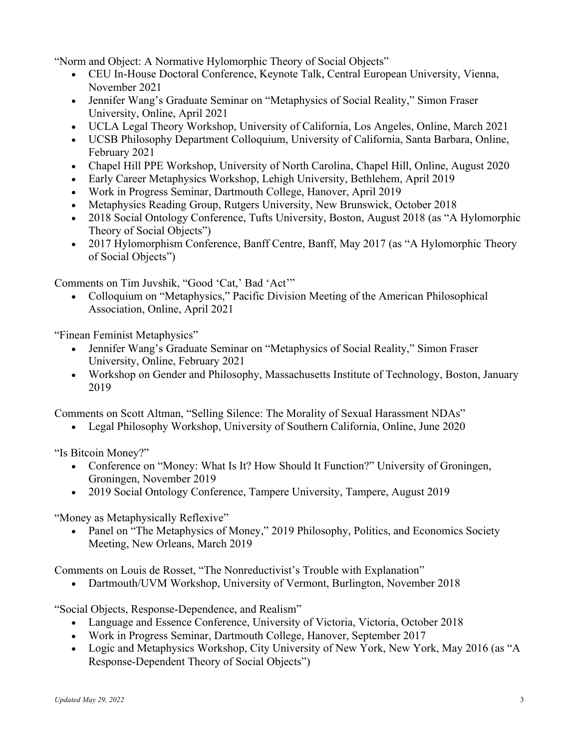"Norm and Object: A Normative Hylomorphic Theory of Social Objects"

- CEU In-House Doctoral Conference, Keynote Talk, Central European University, Vienna, November 2021
- Jennifer Wang's Graduate Seminar on "Metaphysics of Social Reality," Simon Fraser University, Online, April 2021
- UCLA Legal Theory Workshop, University of California, Los Angeles, Online, March 2021
- UCSB Philosophy Department Colloquium, University of California, Santa Barbara, Online, February 2021
- Chapel Hill PPE Workshop, University of North Carolina, Chapel Hill, Online, August 2020
- Early Career Metaphysics Workshop, Lehigh University, Bethlehem, April 2019
- Work in Progress Seminar, Dartmouth College, Hanover, April 2019
- Metaphysics Reading Group, Rutgers University, New Brunswick, October 2018
- 2018 Social Ontology Conference, Tufts University, Boston, August 2018 (as "A Hylomorphic Theory of Social Objects")
- 2017 Hylomorphism Conference, Banff Centre, Banff, May 2017 (as "A Hylomorphic Theory of Social Objects")

Comments on Tim Juvshik, "Good 'Cat,' Bad 'Act'"

- Colloquium on "Metaphysics," Pacific Division Meeting of the American Philosophical Association, Online, April 2021

"Finean Feminist Metaphysics"

- Jennifer Wang's Graduate Seminar on "Metaphysics of Social Reality," Simon Fraser University, Online, February 2021
- Workshop on Gender and Philosophy, Massachusetts Institute of Technology, Boston, January 2019

Comments on Scott Altman, "Selling Silence: The Morality of Sexual Harassment NDAs"

- Legal Philosophy Workshop, University of Southern California, Online, June 2020

"Is Bitcoin Money?"

- Conference on "Money: What Is It? How Should It Function?" University of Groningen, Groningen, November 2019
- 2019 Social Ontology Conference, Tampere University, Tampere, August 2019

"Money as Metaphysically Reflexive"

- Panel on "The Metaphysics of Money," 2019 Philosophy, Politics, and Economics Society Meeting, New Orleans, March 2019

Comments on Louis de Rosset, "The Nonreductivist's Trouble with Explanation"

- Dartmouth/UVM Workshop, University of Vermont, Burlington, November 2018

"Social Objects, Response-Dependence, and Realism"

- Language and Essence Conference, University of Victoria, Victoria, October 2018
- Work in Progress Seminar, Dartmouth College, Hanover, September 2017
- Logic and Metaphysics Workshop, City University of New York, New York, May 2016 (as "A Response-Dependent Theory of Social Objects")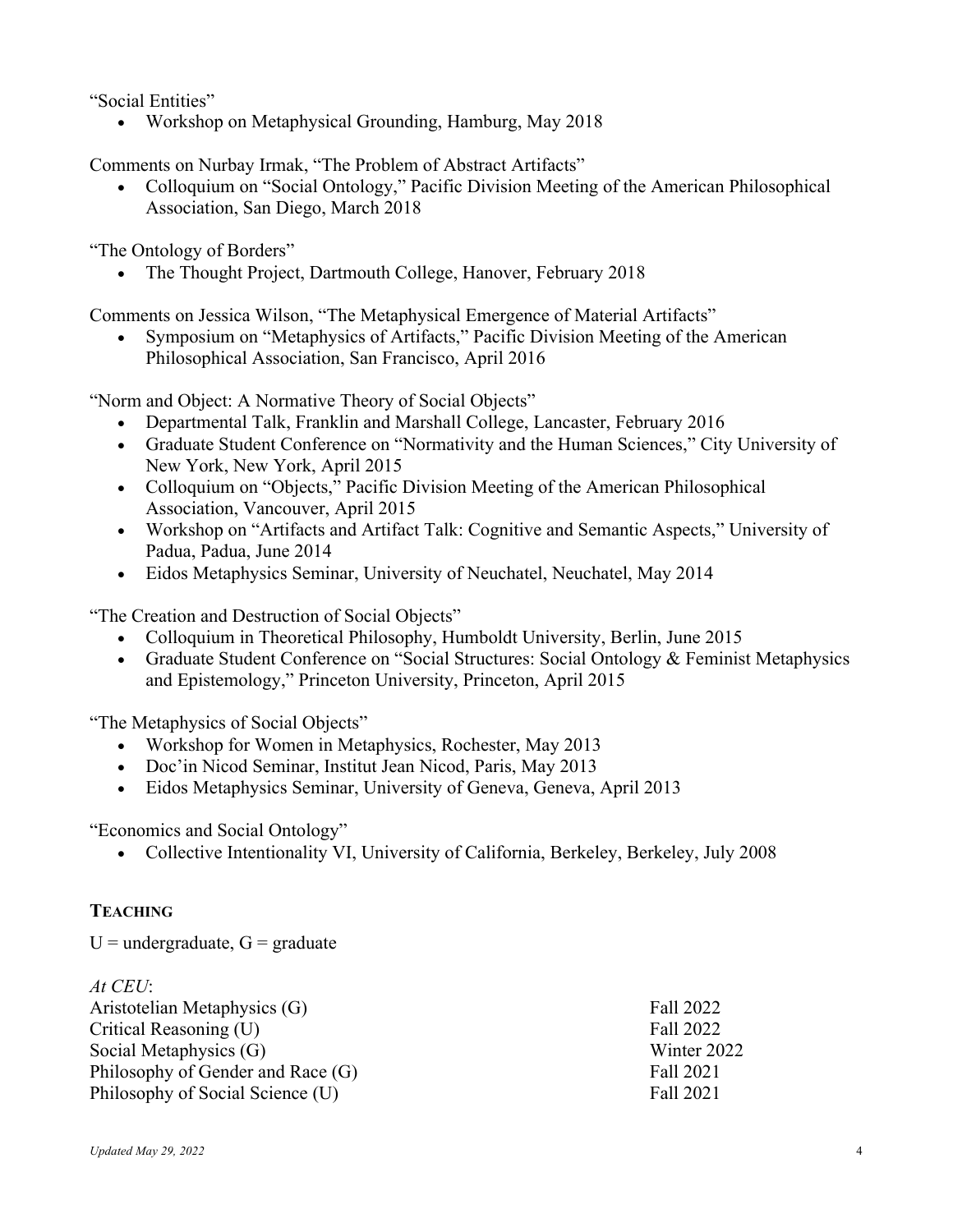"Social Entities"

- Workshop on Metaphysical Grounding, Hamburg, May 2018

Comments on Nurbay Irmak, "The Problem of Abstract Artifacts"

- Colloquium on "Social Ontology," Pacific Division Meeting of the American Philosophical Association, San Diego, March 2018

"The Ontology of Borders"

- The Thought Project, Dartmouth College, Hanover, February 2018

Comments on Jessica Wilson, "The Metaphysical Emergence of Material Artifacts"

- Symposium on "Metaphysics of Artifacts," Pacific Division Meeting of the American Philosophical Association, San Francisco, April 2016

"Norm and Object: A Normative Theory of Social Objects"

- Departmental Talk, Franklin and Marshall College, Lancaster, February 2016
- Graduate Student Conference on "Normativity and the Human Sciences," City University of New York, New York, April 2015
- Colloquium on "Objects," Pacific Division Meeting of the American Philosophical Association, Vancouver, April 2015
- Workshop on "Artifacts and Artifact Talk: Cognitive and Semantic Aspects," University of Padua, Padua, June 2014
- Eidos Metaphysics Seminar, University of Neuchatel, Neuchatel, May 2014

"The Creation and Destruction of Social Objects"

- Colloquium in Theoretical Philosophy, Humboldt University, Berlin, June 2015
- Graduate Student Conference on "Social Structures: Social Ontology & Feminist Metaphysics and Epistemology," Princeton University, Princeton, April 2015

"The Metaphysics of Social Objects"

- Workshop for Women in Metaphysics, Rochester, May 2013
- Doc'in Nicod Seminar, Institut Jean Nicod, Paris, May 2013
- Eidos Metaphysics Seminar, University of Geneva, Geneva, April 2013

"Economics and Social Ontology"

- Collective Intentionality VI, University of California, Berkeley, Berkeley, July 2008

## TEACHING

U = undergraduate, G = graduate

*At CEU*:

| Course | Term |
| --- | --- |
| Aristotelian Metaphysics (G) | Fall 2022 |
| Critical Reasoning (U) | Fall 2022 |
| Social Metaphysics (G) | Winter 2022 |
| Philosophy of Gender and Race (G) | Fall 2021 |
| Philosophy of Social Science (U) | Fall 2021 |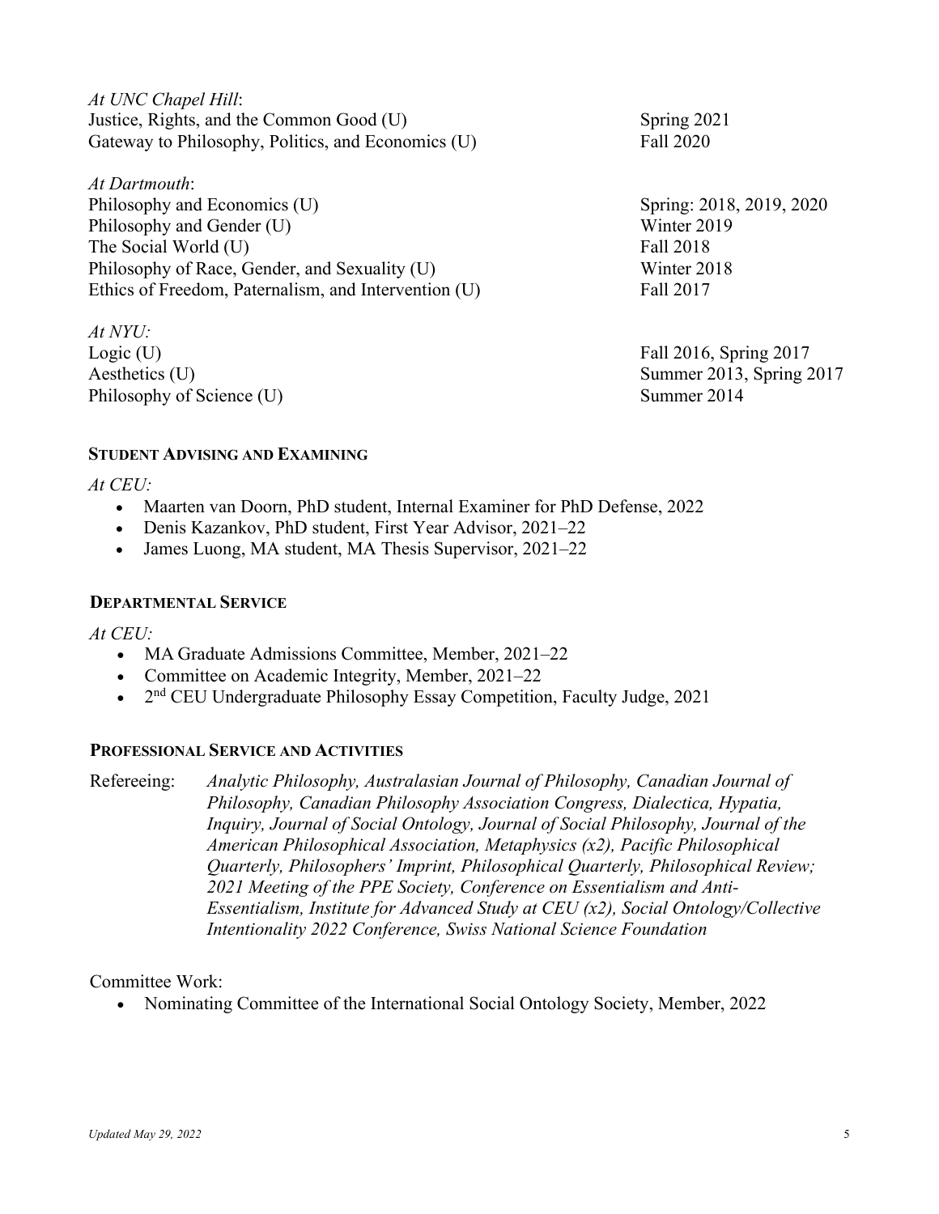*At UNC Chapel Hill*:

| | |
|---|---|
| Justice, Rights, and the Common Good (U) | Spring 2021 |
| Gateway to Philosophy, Politics, and Economics (U) | Fall 2020 |

*At Dartmouth*:

| | |
|---|---|
| Philosophy and Economics (U) | Spring: 2018, 2019, 2020 |
| Philosophy and Gender (U) | Winter 2019 |
| The Social World (U) | Fall 2018 |
| Philosophy of Race, Gender, and Sexuality (U) | Winter 2018 |
| Ethics of Freedom, Paternalism, and Intervention (U) | Fall 2017 |

*At NYU:*

| | |
|---|---|
| Logic (U) | Fall 2016, Spring 2017 |
| Aesthetics (U) | Summer 2013, Spring 2017 |
| Philosophy of Science (U) | Summer 2014 |

## Student Advising and Examining

*At CEU:*

- Maarten van Doorn, PhD student, Internal Examiner for PhD Defense, 2022
- Denis Kazankov, PhD student, First Year Advisor, 2021–22
- James Luong, MA student, MA Thesis Supervisor, 2021–22

## Departmental Service

*At CEU:*

- MA Graduate Admissions Committee, Member, 2021–22
- Committee on Academic Integrity, Member, 2021–22
- 2nd CEU Undergraduate Philosophy Essay Competition, Faculty Judge, 2021

## Professional Service and Activities

Refereeing: *Analytic Philosophy, Australasian Journal of Philosophy, Canadian Journal of Philosophy, Canadian Philosophy Association Congress, Dialectica, Hypatia, Inquiry, Journal of Social Ontology, Journal of Social Philosophy, Journal of the American Philosophical Association, Metaphysics (x2), Pacific Philosophical Quarterly, Philosophers' Imprint, Philosophical Quarterly, Philosophical Review; 2021 Meeting of the PPE Society, Conference on Essentialism and Anti-Essentialism, Institute for Advanced Study at CEU (x2), Social Ontology/Collective Intentionality 2022 Conference, Swiss National Science Foundation*

Committee Work:

- Nominating Committee of the International Social Ontology Society, Member, 2022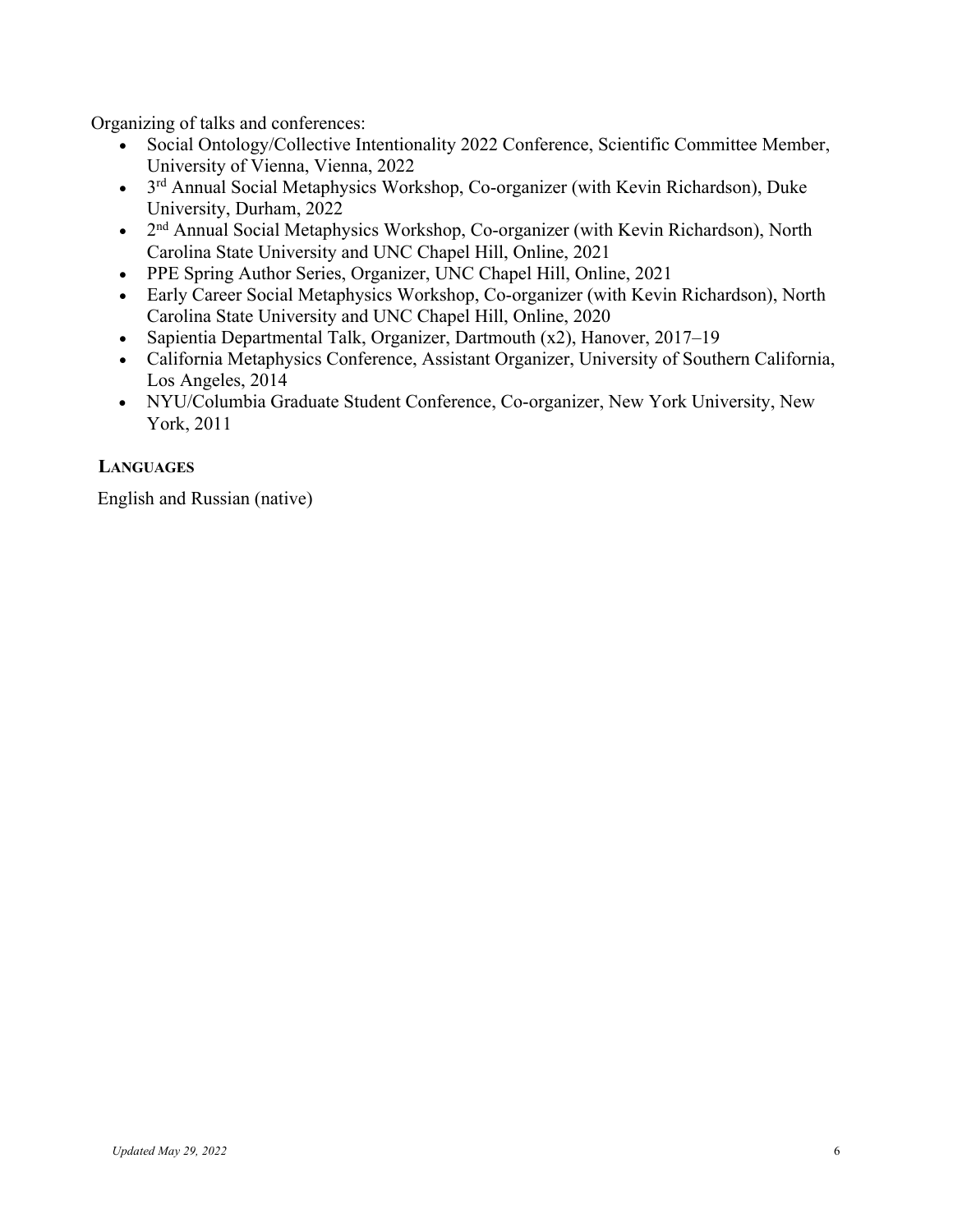Organizing of talks and conferences:

- Social Ontology/Collective Intentionality 2022 Conference, Scientific Committee Member, University of Vienna, Vienna, 2022
- 3rd Annual Social Metaphysics Workshop, Co-organizer (with Kevin Richardson), Duke University, Durham, 2022
- 2nd Annual Social Metaphysics Workshop, Co-organizer (with Kevin Richardson), North Carolina State University and UNC Chapel Hill, Online, 2021
- PPE Spring Author Series, Organizer, UNC Chapel Hill, Online, 2021
- Early Career Social Metaphysics Workshop, Co-organizer (with Kevin Richardson), North Carolina State University and UNC Chapel Hill, Online, 2020
- Sapientia Departmental Talk, Organizer, Dartmouth (x2), Hanover, 2017–19
- California Metaphysics Conference, Assistant Organizer, University of Southern California, Los Angeles, 2014
- NYU/Columbia Graduate Student Conference, Co-organizer, New York University, New York, 2011

## Languages

English and Russian (native)